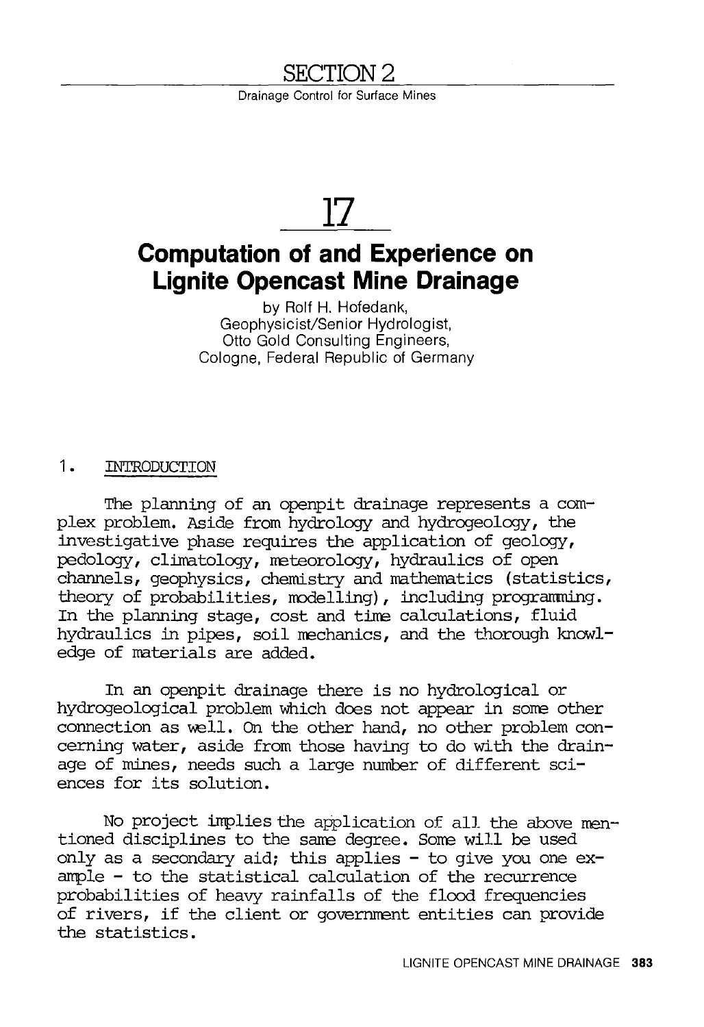# SECTION 2

Drainage Control for Surface Mines

# 17

## Computation of and Experience on Lignite Opencast Mine Drainage

by Rolf H. Hofedank,
Geophysicist/Senior Hydrologist,
Otto Gold Consulting Engineers,
Cologne, Federal Republic of Germany

### 1. INTRODUCTION

The planning of an openpit drainage represents a complex problem. Aside from hydrology and hydrogeology, the investigative phase requires the application of geology, pedology, climatology, meteorology, hydraulics of open channels, geophysics, chemistry and mathematics (statistics, theory of probabilities, modelling), including programming. In the planning stage, cost and time calculations, fluid hydraulics in pipes, soil mechanics, and the thorough knowledge of materials are added.

In an openpit drainage there is no hydrological or hydrogeological problem which does not appear in some other connection as well. On the other hand, no other problem concerning water, aside from those having to do with the drainage of mines, needs such a large number of different sciences for its solution.

No project implies the application of all the above mentioned disciplines to the same degree. Some will be used only as a secondary aid; this applies - to give you one example - to the statistical calculation of the recurrence probabilities of heavy rainfalls of the flood frequencies of rivers, if the client or government entities can provide the statistics.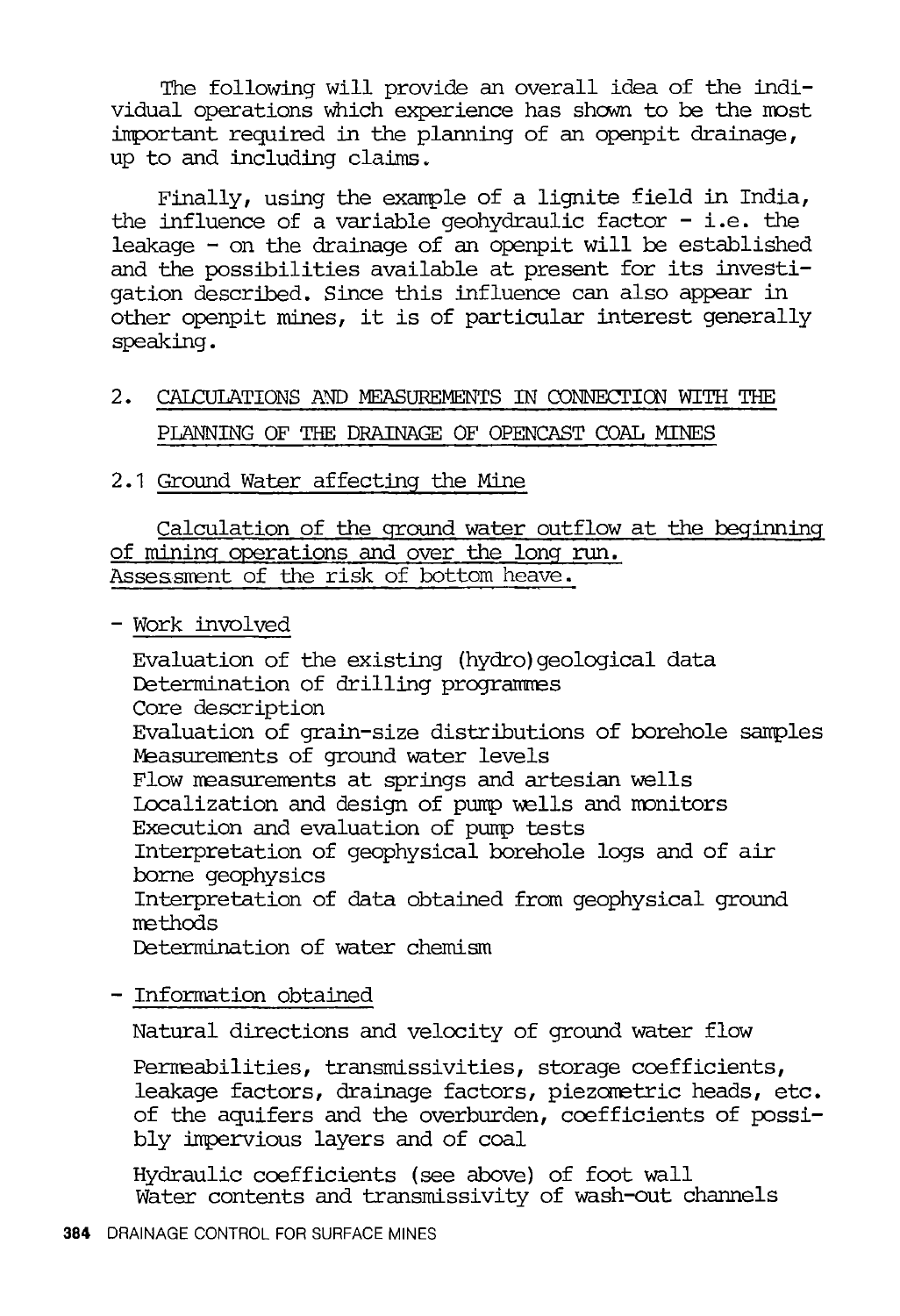The following will provide an overall idea of the individual operations which experience has shown to be the most important required in the planning of an openpit drainage, up to and including claims.

Finally, using the example of a lignite field in India, the influence of a variable geohydraulic factor - i.e. the leakage - on the drainage of an openpit will be established and the possibilities available at present for its investigation described. Since this influence can also appear in other openpit mines, it is of particular interest generally speaking.

## 2. CALCULATIONS AND MEASUREMENTS IN CONNECTION WITH THE PLANNING OF THE DRAINAGE OF OPENCAST COAL MINES

### 2.1 Ground Water affecting the Mine

Calculation of the ground water outflow at the beginning of mining operations and over the long run.
Assessment of the risk of bottom heave.

- Work involved

  Evaluation of the existing (hydro)geological data
  Determination of drilling programmes
  Core description
  Evaluation of grain-size distributions of borehole samples
  Measurements of ground water levels
  Flow measurements at springs and artesian wells
  Localization and design of pump wells and monitors
  Execution and evaluation of pump tests
  Interpretation of geophysical borehole logs and of air borne geophysics
  Interpretation of data obtained from geophysical ground methods
  Determination of water chemism

- Information obtained

  Natural directions and velocity of ground water flow

  Permeabilities, transmissivities, storage coefficients, leakage factors, drainage factors, piezometric heads, etc. of the aquifers and the overburden, coefficients of possibly impervious layers and of coal

  Hydraulic coefficients (see above) of foot wall
  Water contents and transmissivity of wash-out channels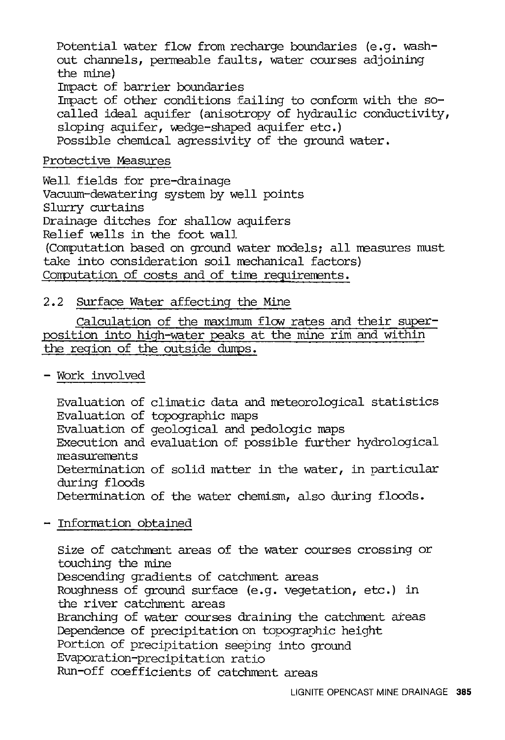Potential water flow from recharge boundaries (e.g. wash-out channels, permeable faults, water courses adjoining the mine)
Impact of barrier boundaries
Impact of other conditions failing to conform with the so-called ideal aquifer (anisotropy of hydraulic conductivity, sloping aquifer, wedge-shaped aquifer etc.)
Possible chemical agressivity of the ground water.

Protective Measures

Well fields for pre-drainage
Vacuum-dewatering system by well points
Slurry curtains
Drainage ditches for shallow aquifers
Relief wells in the foot wall
(Computation based on ground water models; all measures must take into consideration soil mechanical factors)
Computation of costs and of time requirements.

## 2.2 Surface Water affecting the Mine

Calculation of the maximum flow rates and their superposition into high-water peaks at the mine rim and within the region of the outside dumps.

- Work involved

  Evaluation of climatic data and meteorological statistics
  Evaluation of topographic maps
  Evaluation of geological and pedologic maps
  Execution and evaluation of possible further hydrological measurements
  Determination of solid matter in the water, in particular during floods
  Determination of the water chemism, also during floods.

- Information obtained

  Size of catchment areas of the water courses crossing or touching the mine
  Descending gradients of catchment areas
  Roughness of ground surface (e.g. vegetation, etc.) in the river catchment areas
  Branching of water courses draining the catchment areas
  Dependence of precipitation on topographic height
  Portion of precipitation seeping into ground
  Evaporation-precipitation ratio
  Run-off coefficients of catchment areas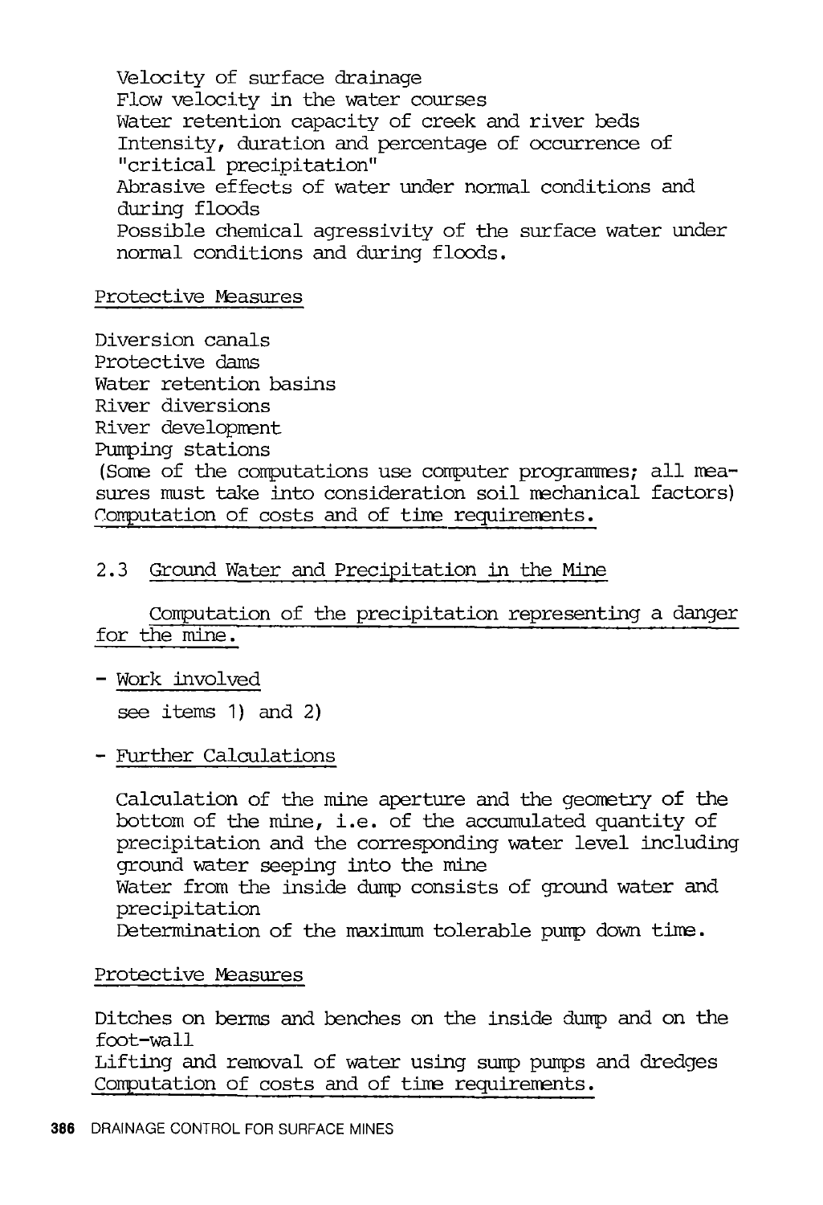Velocity of surface drainage
Flow velocity in the water courses
Water retention capacity of creek and river beds
Intensity, duration and percentage of occurrence of "critical precipitation"
Abrasive effects of water under normal conditions and during floods
Possible chemical agressivity of the surface water under normal conditions and during floods.

Protective Measures

Diversion canals
Protective dams
Water retention basins
River diversions
River development
Pumping stations
(Some of the computations use computer programmes; all measures must take into consideration soil mechanical factors)
Computation of costs and of time requirements.

## 2.3 Ground Water and Precipitation in the Mine

Computation of the precipitation representing a danger for the mine.

- Work involved

  see items 1) and 2)

- Further Calculations

  Calculation of the mine aperture and the geometry of the bottom of the mine, i.e. of the accumulated quantity of precipitation and the corresponding water level including ground water seeping into the mine
  Water from the inside dump consists of ground water and precipitation
  Determination of the maximum tolerable pump down time.

Protective Measures

Ditches on berms and benches on the inside dump and on the foot-wall
Lifting and removal of water using sump pumps and dredges
Computation of costs and of time requirements.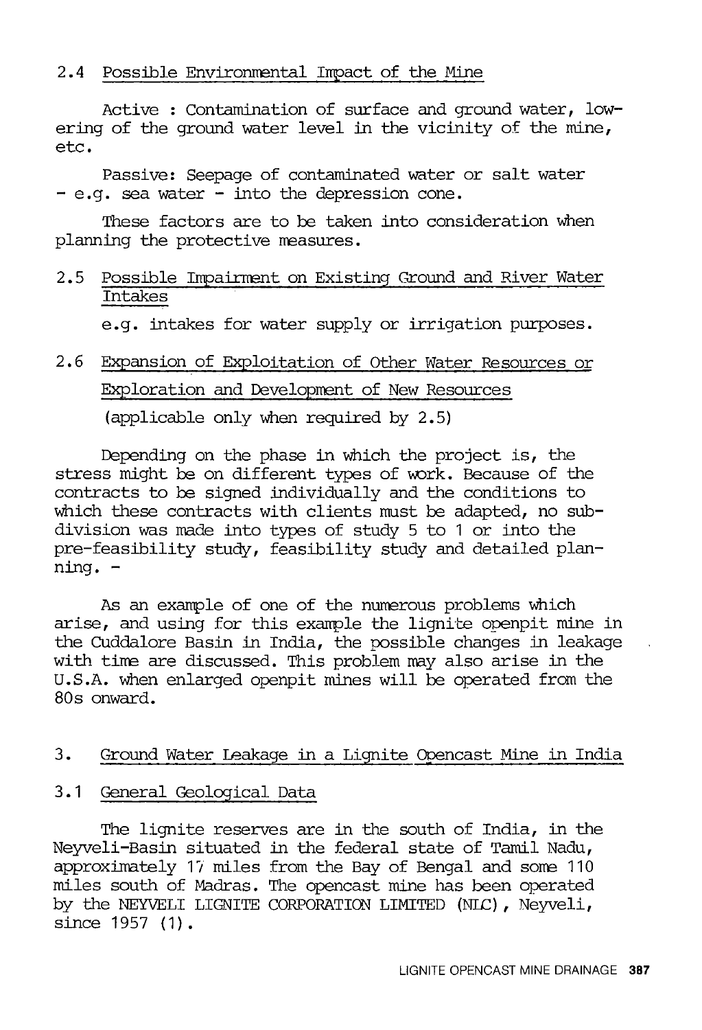### 2.4 Possible Environmental Impact of the Mine

Active : Contamination of surface and ground water, lowering of the ground water level in the vicinity of the mine, etc.

Passive: Seepage of contaminated water or salt water - e.g. sea water - into the depression cone.

These factors are to be taken into consideration when planning the protective measures.

### 2.5 Possible Impairment on Existing Ground and River Water Intakes

e.g. intakes for water supply or irrigation purposes.

### 2.6 Expansion of Exploitation of Other Water Resources or Exploration and Development of New Resources

(applicable only when required by 2.5)

Depending on the phase in which the project is, the stress might be on different types of work. Because of the contracts to be signed individually and the conditions to which these contracts with clients must be adapted, no subdivision was made into types of study 5 to 1 or into the pre-feasibility study, feasibility study and detailed planning. -

As an example of one of the numerous problems which arise, and using for this example the lignite openpit mine in the Cuddalore Basin in India, the possible changes in leakage with time are discussed. This problem may also arise in the U.S.A. when enlarged openpit mines will be operated from the 80s onward.

## 3. Ground Water Leakage in a Lignite Opencast Mine in India

### 3.1 General Geological Data

The lignite reserves are in the south of India, in the Neyveli-Basin situated in the federal state of Tamil Nadu, approximately 17 miles from the Bay of Bengal and some 110 miles south of Madras. The opencast mine has been operated by the NEYVELI LIGNITE CORPORATION LIMITED (NLC), Neyveli, since 1957 (1).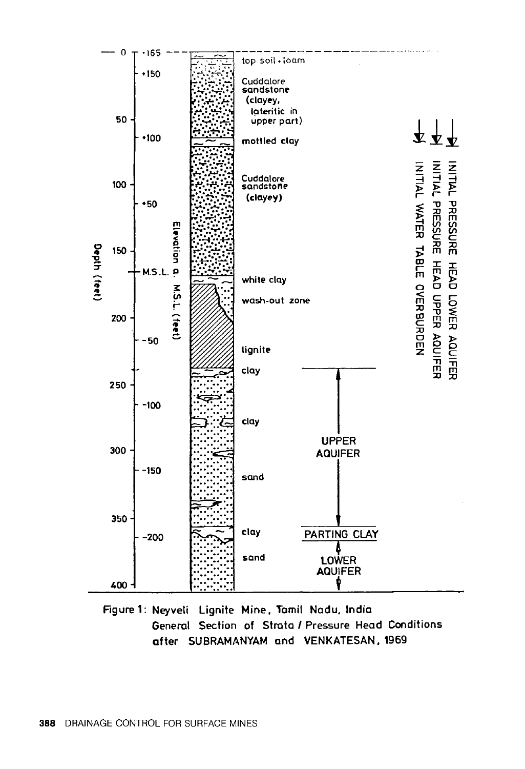Figure 1: Neyveli Lignite Mine, Tamil Nadu, India
General Section of Strata / Pressure Head Conditions
after SUBRAMANYAM and VENKATESAN, 1969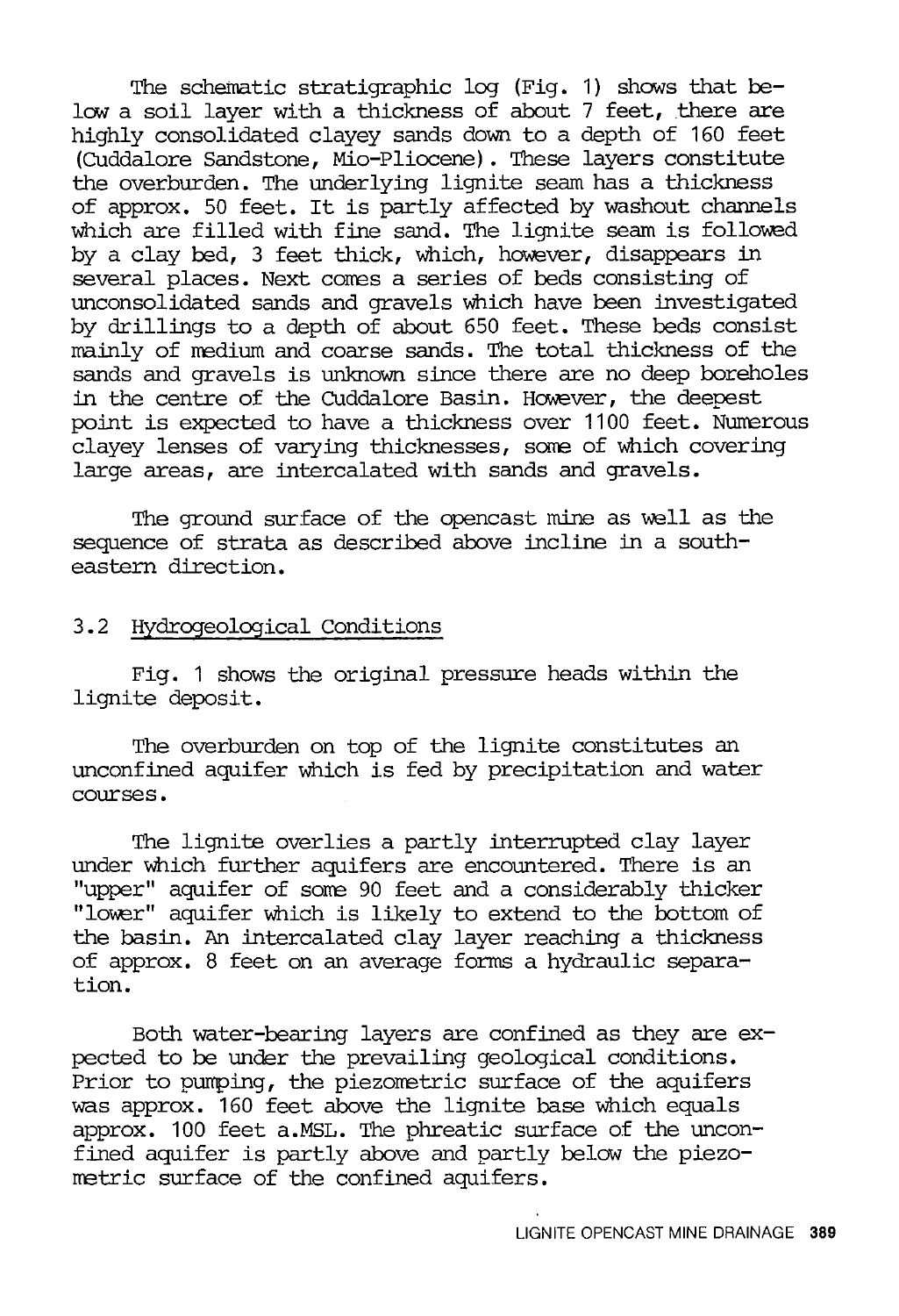The schematic stratigraphic log (Fig. 1) shows that below a soil layer with a thickness of about 7 feet, there are highly consolidated clayey sands down to a depth of 160 feet (Cuddalore Sandstone, Mio-Pliocene). These layers constitute the overburden. The underlying lignite seam has a thickness of approx. 50 feet. It is partly affected by washout channels which are filled with fine sand. The lignite seam is followed by a clay bed, 3 feet thick, which, however, disappears in several places. Next comes a series of beds consisting of unconsolidated sands and gravels which have been investigated by drillings to a depth of about 650 feet. These beds consist mainly of medium and coarse sands. The total thickness of the sands and gravels is unknown since there are no deep boreholes in the centre of the Cuddalore Basin. However, the deepest point is expected to have a thickness over 1100 feet. Numerous clayey lenses of varying thicknesses, some of which covering large areas, are intercalated with sands and gravels.

The ground surface of the opencast mine as well as the sequence of strata as described above incline in a southeastern direction.

## 3.2 Hydrogeological Conditions

Fig. 1 shows the original pressure heads within the lignite deposit.

The overburden on top of the lignite constitutes an unconfined aquifer which is fed by precipitation and water courses.

The lignite overlies a partly interrupted clay layer under which further aquifers are encountered. There is an "upper" aquifer of some 90 feet and a considerably thicker "lower" aquifer which is likely to extend to the bottom of the basin. An intercalated clay layer reaching a thickness of approx. 8 feet on an average forms a hydraulic separation.

Both water-bearing layers are confined as they are expected to be under the prevailing geological conditions. Prior to pumping, the piezometric surface of the aquifers was approx. 160 feet above the lignite base which equals approx. 100 feet a.MSL. The phreatic surface of the unconfined aquifer is partly above and partly below the piezometric surface of the confined aquifers.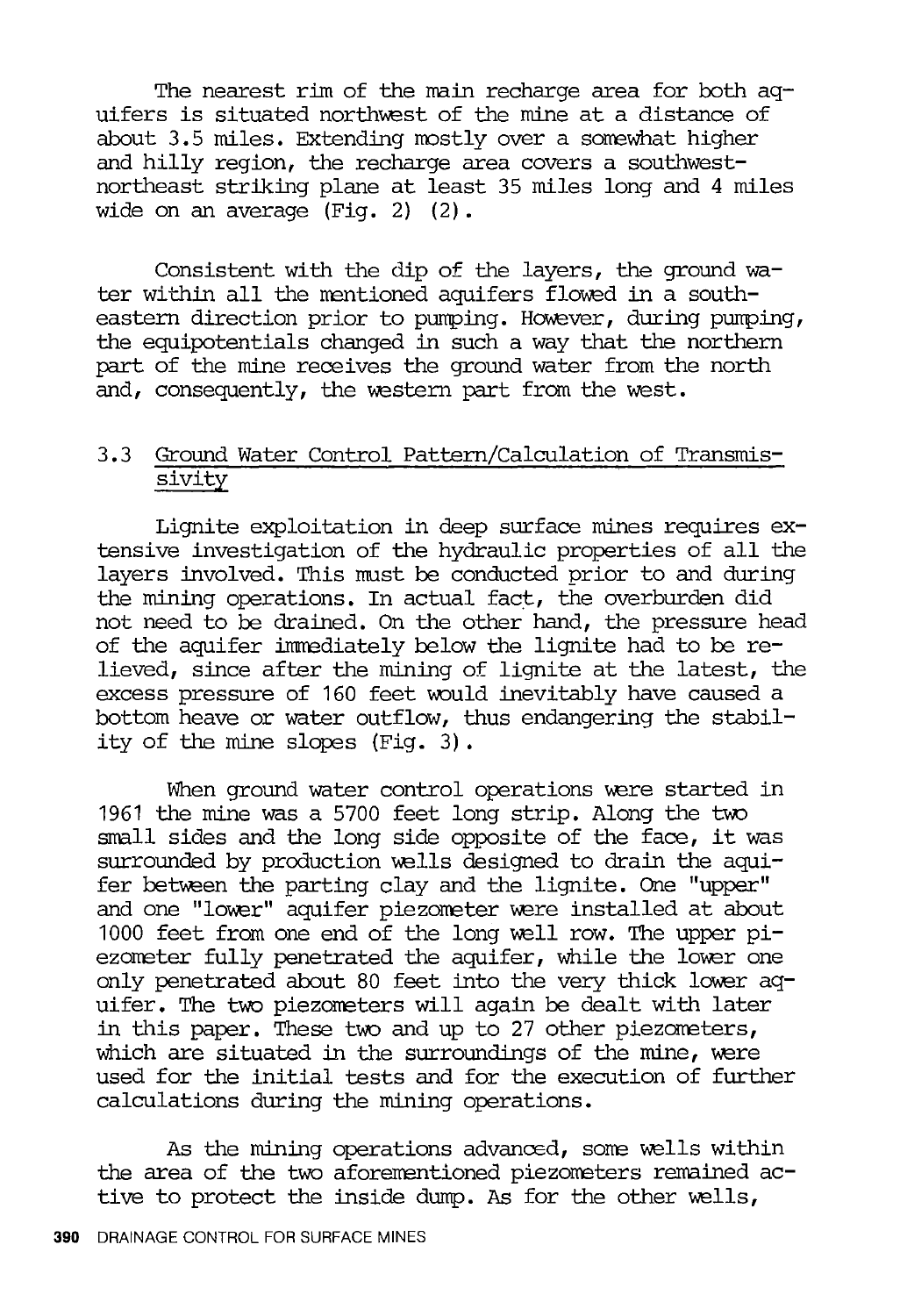The nearest rim of the main recharge area for both aquifers is situated northwest of the mine at a distance of about 3.5 miles. Extending mostly over a somewhat higher and hilly region, the recharge area covers a southwest-northeast striking plane at least 35 miles long and 4 miles wide on an average (Fig. 2) (2).

Consistent with the dip of the layers, the ground water within all the mentioned aquifers flowed in a southeastern direction prior to pumping. However, during pumping, the equipotentials changed in such a way that the northern part of the mine receives the ground water from the north and, consequently, the western part from the west.

## 3.3 Ground Water Control Pattern/Calculation of Transmissivity

Lignite exploitation in deep surface mines requires extensive investigation of the hydraulic properties of all the layers involved. This must be conducted prior to and during the mining operations. In actual fact, the overburden did not need to be drained. On the other hand, the pressure head of the aquifer immediately below the lignite had to be relieved, since after the mining of lignite at the latest, the excess pressure of 160 feet would inevitably have caused a bottom heave or water outflow, thus endangering the stability of the mine slopes (Fig. 3).

When ground water control operations were started in 1961 the mine was a 5700 feet long strip. Along the two small sides and the long side opposite of the face, it was surrounded by production wells designed to drain the aquifer between the parting clay and the lignite. One "upper" and one "lower" aquifer piezometer were installed at about 1000 feet from one end of the long well row. The upper piezometer fully penetrated the aquifer, while the lower one only penetrated about 80 feet into the very thick lower aquifer. The two piezometers will again be dealt with later in this paper. These two and up to 27 other piezometers, which are situated in the surroundings of the mine, were used for the initial tests and for the execution of further calculations during the mining operations.

As the mining operations advanced, some wells within the area of the two aforementioned piezometers remained active to protect the inside dump. As for the other wells,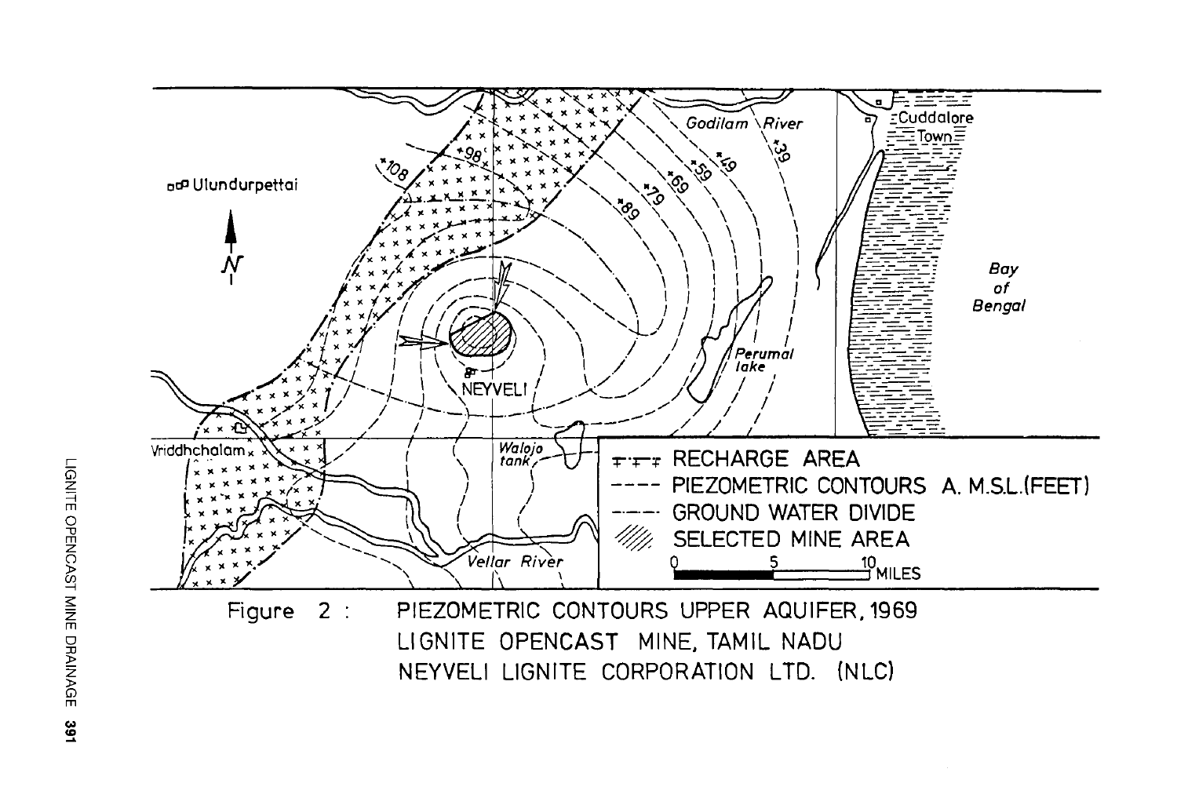Figure 2 : PIEZOMETRIC CONTOURS UPPER AQUIFER, 1969
LIGNITE OPENCAST MINE, TAMIL NADU
NEYVELI LIGNITE CORPORATION LTD. (NLC)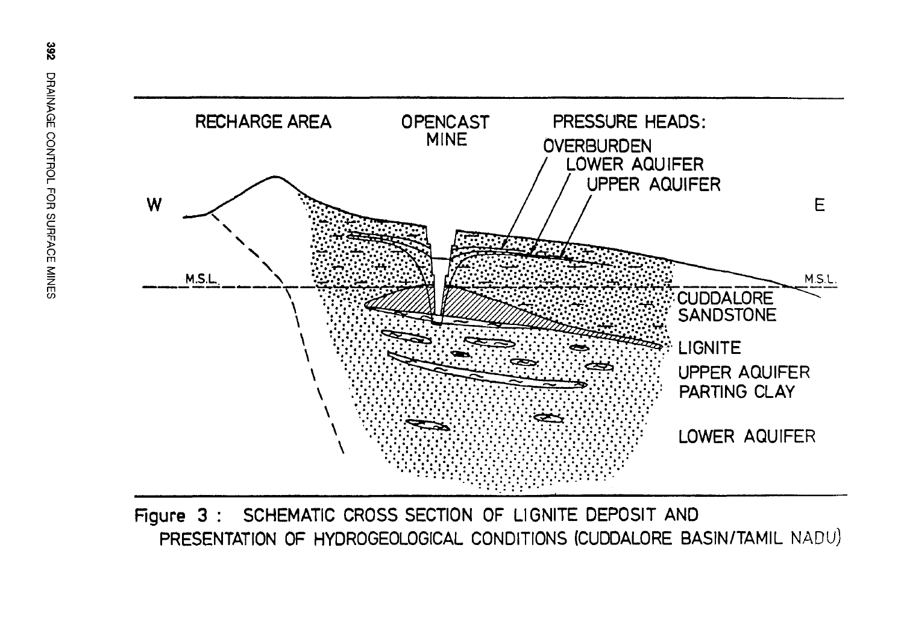Figure 3 : SCHEMATIC CROSS SECTION OF LIGNITE DEPOSIT AND PRESENTATION OF HYDROGEOLOGICAL CONDITIONS (CUDDALORE BASIN/TAMIL NADU)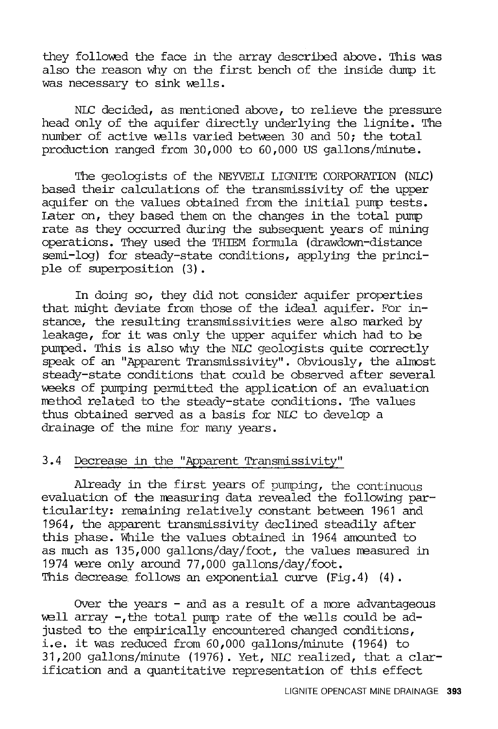they followed the face in the array described above. This was also the reason why on the first bench of the inside dump it was necessary to sink wells.

NLC decided, as mentioned above, to relieve the pressure head only of the aquifer directly underlying the lignite. The number of active wells varied between 30 and 50; the total production ranged from 30,000 to 60,000 US gallons/minute.

The geologists of the NEYVELI LIGNITE CORPORATION (NLC) based their calculations of the transmissivity of the upper aquifer on the values obtained from the initial pump tests. Later on, they based them on the changes in the total pump rate as they occurred during the subsequent years of mining operations. They used the THIEM formula (drawdown-distance semi-log) for steady-state conditions, applying the principle of superposition (3).

In doing so, they did not consider aquifer properties that might deviate from those of the ideal aquifer. For instance, the resulting transmissivities were also marked by leakage, for it was only the upper aquifer which had to be pumped. This is also why the NLC geologists quite correctly speak of an "Apparent Transmissivity". Obviously, the almost steady-state conditions that could be observed after several weeks of pumping permitted the application of an evaluation method related to the steady-state conditions. The values thus obtained served as a basis for NLC to develop a drainage of the mine for many years.

### 3.4 Decrease in the "Apparent Transmissivity"

Already in the first years of pumping, the continuous evaluation of the measuring data revealed the following particularity: remaining relatively constant between 1961 and 1964, the apparent transmissivity declined steadily after this phase. While the values obtained in 1964 amounted to as much as 135,000 gallons/day/foot, the values measured in 1974 were only around 77,000 gallons/day/foot. This decrease follows an exponential curve (Fig.4) (4).

Over the years - and as a result of a more advantageous well array -, the total pump rate of the wells could be adjusted to the empirically encountered changed conditions, i.e. it was reduced from 60,000 gallons/minute (1964) to 31,200 gallons/minute (1976). Yet, NLC realized, that a clarification and a quantitative representation of this effect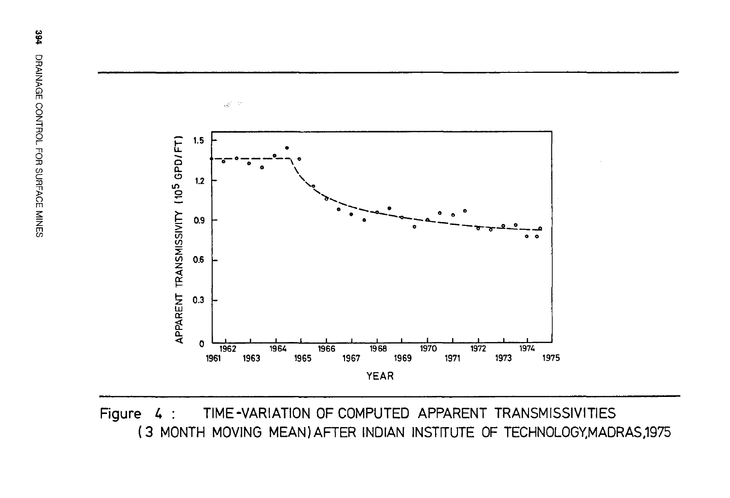Figure 4 : TIME-VARIATION OF COMPUTED APPARENT TRANSMISSIVITIES (3 MONTH MOVING MEAN) AFTER INDIAN INSTITUTE OF TECHNOLOGY, MADRAS, 1975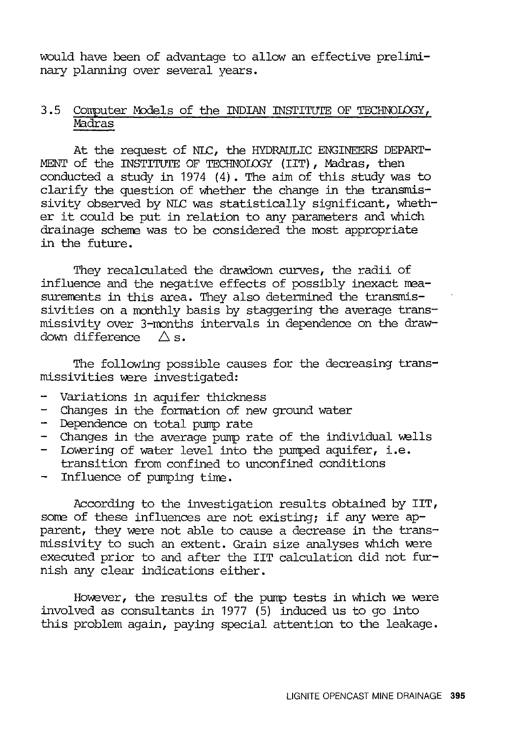would have been of advantage to allow an effective preliminary planning over several years.

## 3.5 Computer Models of the INDIAN INSTITUTE OF TECHNOLOGY, Madras

At the request of NLC, the HYDRAULIC ENGINEERS DEPARTMENT of the INSTITUTE OF TECHNOLOGY (IIT), Madras, then conducted a study in 1974 (4). The aim of this study was to clarify the question of whether the change in the transmissivity observed by NLC was statistically significant, whether it could be put in relation to any parameters and which drainage scheme was to be considered the most appropriate in the future.

They recalculated the drawdown curves, the radii of influence and the negative effects of possibly inexact measurements in this area. They also determined the transmissivities on a monthly basis by staggering the average transmissivity over 3-months intervals in dependence on the drawdown difference $\Delta s$.

The following possible causes for the decreasing transmissivities were investigated:

- Variations in aquifer thickness
- Changes in the formation of new ground water
- Dependence on total pump rate
- Changes in the average pump rate of the individual wells
- Lowering of water level into the pumped aquifer, i.e. transition from confined to unconfined conditions
- Influence of pumping time.

According to the investigation results obtained by IIT, some of these influences are not existing; if any were apparent, they were not able to cause a decrease in the transmissivity to such an extent. Grain size analyses which were executed prior to and after the IIT calculation did not furnish any clear indications either.

However, the results of the pump tests in which we were involved as consultants in 1977 (5) induced us to go into this problem again, paying special attention to the leakage.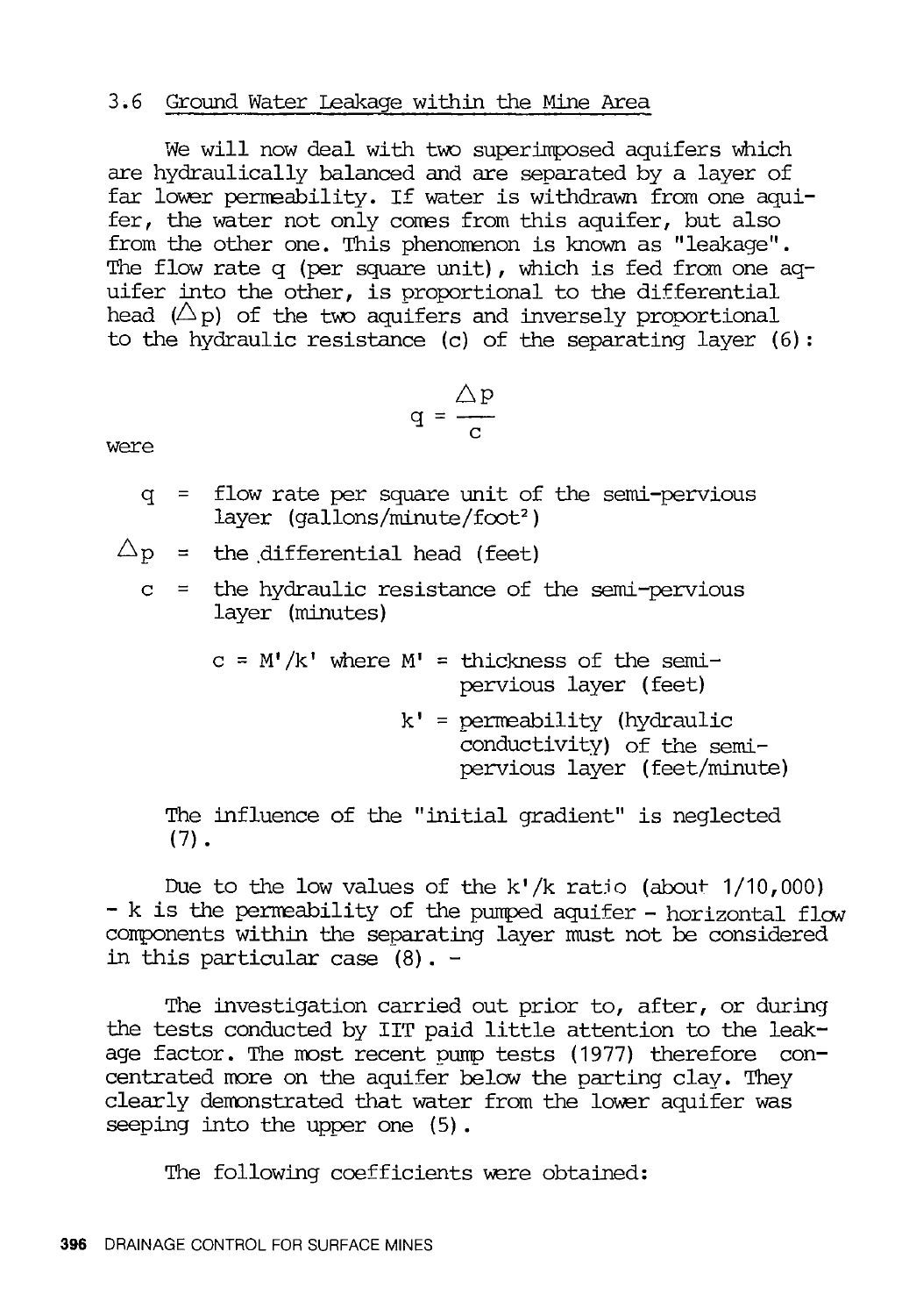## 3.6 Ground Water Leakage within the Mine Area

We will now deal with two superimposed aquifers which are hydraulically balanced and are separated by a layer of far lower permeability. If water is withdrawn from one aquifer, the water not only comes from this aquifer, but also from the other one. This phenomenon is known as "leakage". The flow rate q (per square unit), which is fed from one aquifer into the other, is proportional to the differential head ($\Delta p$) of the two aquifers and inversely proportional to the hydraulic resistance (c) of the separating layer (6):

$$q = \frac{\Delta p}{c}$$

were

- $q$ = flow rate per square unit of the semi-pervious layer (gallons/minute/foot²)
- $\Delta p$ = the differential head (feet)
- $c$ = the hydraulic resistance of the semi-pervious layer (minutes)

  $c = M'/k'$ where $M'$ = thickness of the semi-pervious layer (feet)

  $k'$ = permeability (hydraulic conductivity) of the semi-pervious layer (feet/minute)

The influence of the "initial gradient" is neglected (7).

Due to the low values of the $k'/k$ ratio (about 1/10,000) - k is the permeability of the pumped aquifer - horizontal flow components within the separating layer must not be considered in this particular case (8). -

The investigation carried out prior to, after, or during the tests conducted by IIT paid little attention to the leakage factor. The most recent pump tests (1977) therefore concentrated more on the aquifer below the parting clay. They clearly demonstrated that water from the lower aquifer was seeping into the upper one (5).

The following coefficients were obtained: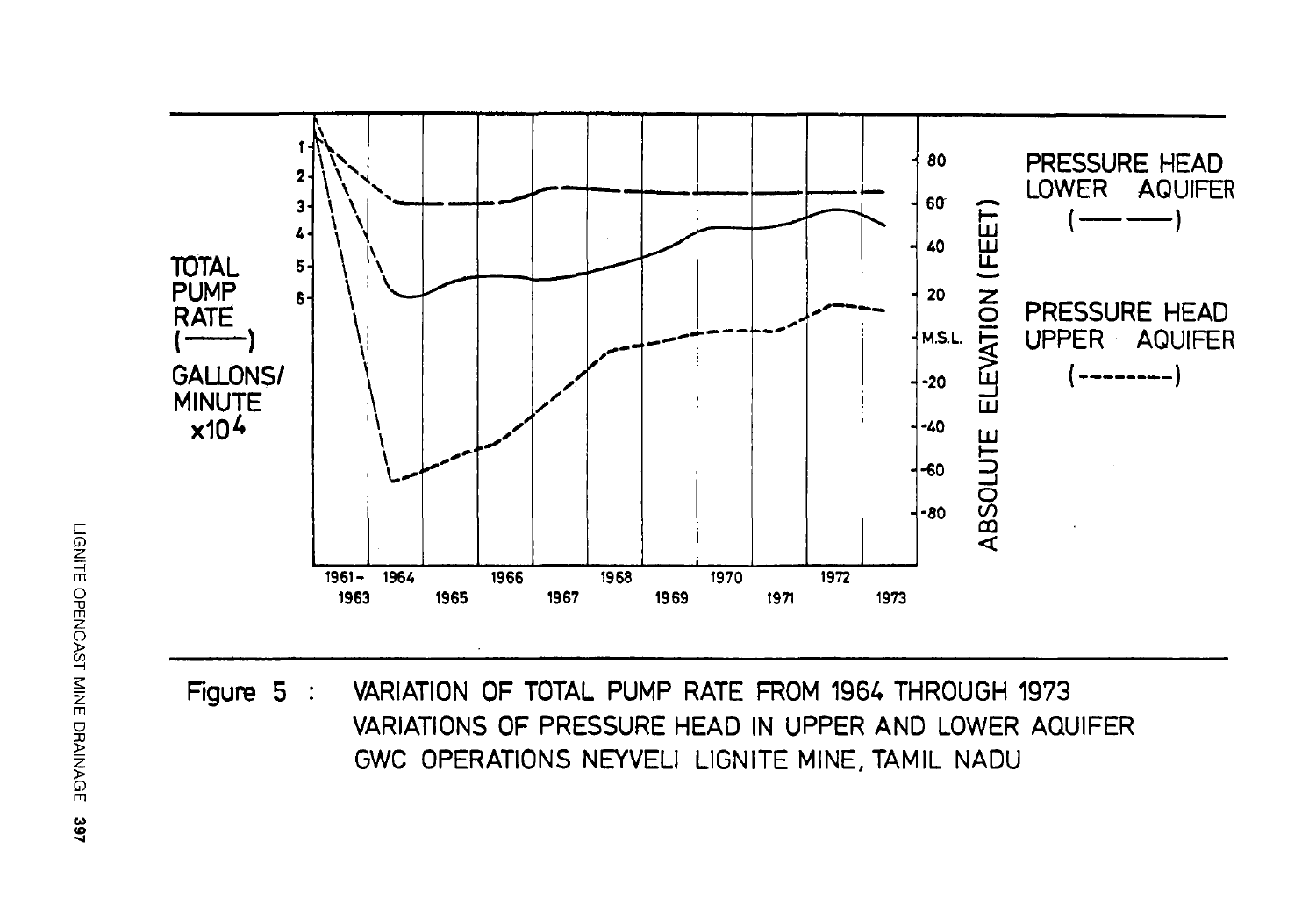Figure 5 : VARIATION OF TOTAL PUMP RATE FROM 1964 THROUGH 1973
VARIATIONS OF PRESSURE HEAD IN UPPER AND LOWER AQUIFER
GWC OPERATIONS NEYVELI LIGNITE MINE, TAMIL NADU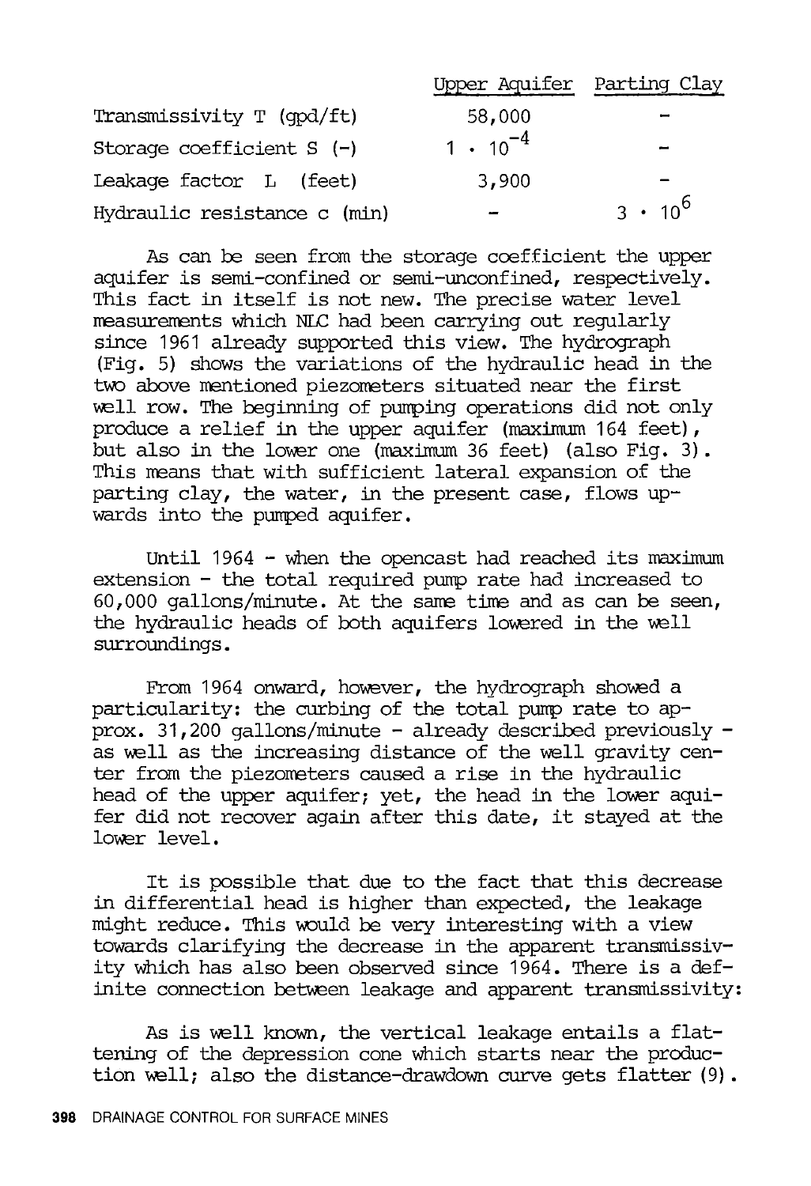| | Upper Aquifer | Parting Clay |
|---|---|---|
| Transmissivity T (gpd/ft) | 58,000 | - |
| Storage coefficient S (-) | $1 \cdot 10^{-4}$ | - |
| Leakage factor L (feet) | 3,900 | - |
| Hydraulic resistance c (min) | - | $3 \cdot 10^{6}$ |

As can be seen from the storage coefficient the upper aquifer is semi-confined or semi-unconfined, respectively. This fact in itself is not new. The precise water level measurements which NLC had been carrying out regularly since 1961 already supported this view. The hydrograph (Fig. 5) shows the variations of the hydraulic head in the two above mentioned piezometers situated near the first well row. The beginning of pumping operations did not only produce a relief in the upper aquifer (maximum 164 feet), but also in the lower one (maximum 36 feet) (also Fig. 3). This means that with sufficient lateral expansion of the parting clay, the water, in the present case, flows upwards into the pumped aquifer.

Until 1964 - when the opencast had reached its maximum extension - the total required pump rate had increased to 60,000 gallons/minute. At the same time and as can be seen, the hydraulic heads of both aquifers lowered in the well surroundings.

From 1964 onward, however, the hydrograph showed a particularity: the curbing of the total pump rate to approx. 31,200 gallons/minute - already described previously - as well as the increasing distance of the well gravity center from the piezometers caused a rise in the hydraulic head of the upper aquifer; yet, the head in the lower aquifer did not recover again after this date, it stayed at the lower level.

It is possible that due to the fact that this decrease in differential head is higher than expected, the leakage might reduce. This would be very interesting with a view towards clarifying the decrease in the apparent transmissivity which has also been observed since 1964. There is a definite connection between leakage and apparent transmissivity:

As is well known, the vertical leakage entails a flattening of the depression cone which starts near the production well; also the distance-drawdown curve gets flatter (9).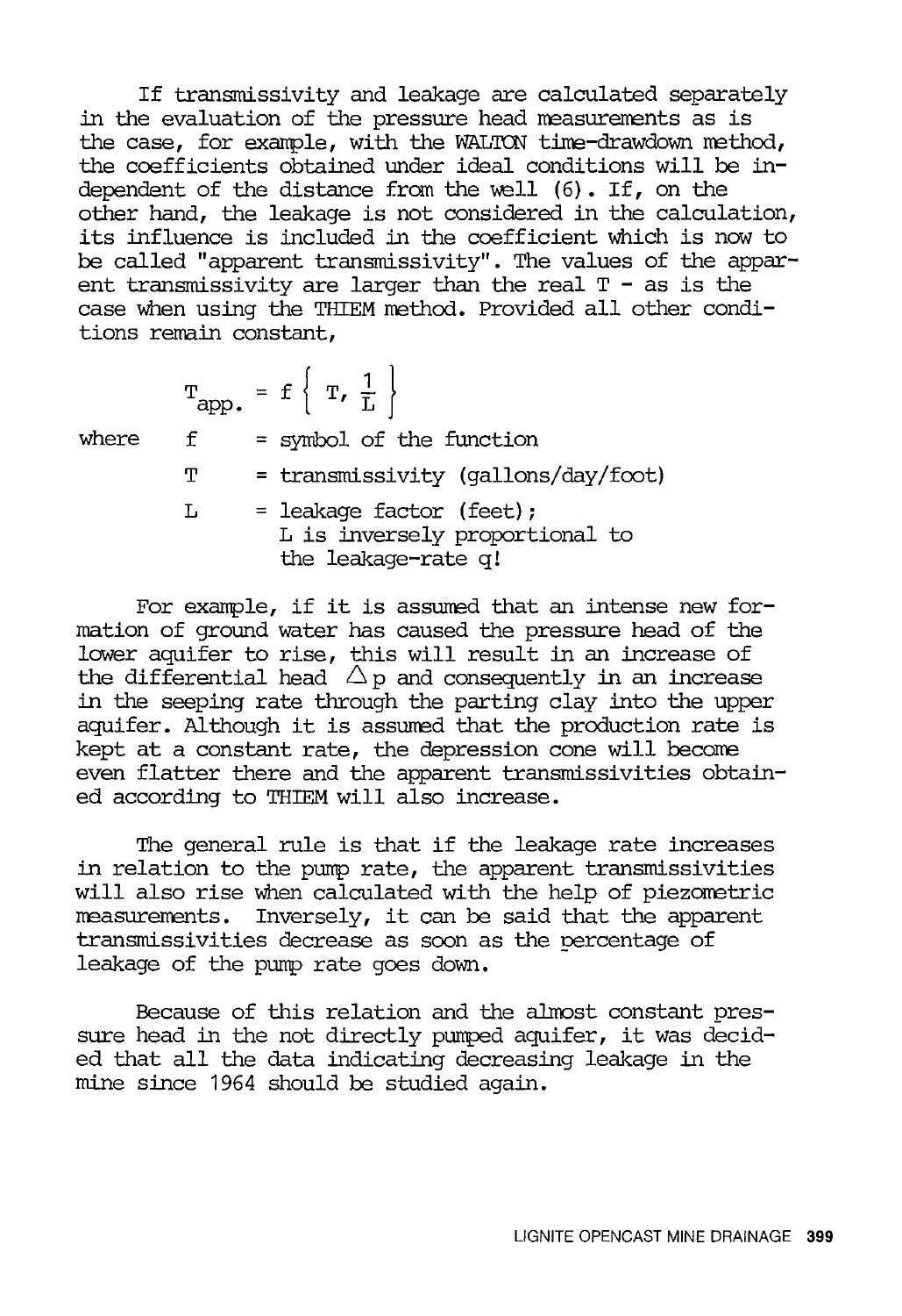If transmissivity and leakage are calculated separately in the evaluation of the pressure head measurements as is the case, for example, with the WALTON time-drawdown method, the coefficients obtained under ideal conditions will be independent of the distance from the well (6). If, on the other hand, the leakage is not considered in the calculation, its influence is included in the coefficient which is now to be called "apparent transmissivity". The values of the apparent transmissivity are larger than the real T - as is the case when using the THIEM method. Provided all other conditions remain constant,

$$T_{app.} = f\left\{ T, \frac{1}{L} \right\}$$

where
- f = symbol of the function
- T = transmissivity (gallons/day/foot)
- L = leakage factor (feet); L is inversely proportional to the leakage-rate q!

For example, if it is assumed that an intense new formation of ground water has caused the pressure head of the lower aquifer to rise, this will result in an increase of the differential head $\Delta p$ and consequently in an increase in the seeping rate through the parting clay into the upper aquifer. Although it is assumed that the production rate is kept at a constant rate, the depression cone will become even flatter there and the apparent transmissivities obtained according to THIEM will also increase.

The general rule is that if the leakage rate increases in relation to the pump rate, the apparent transmissivities will also rise when calculated with the help of piezometric measurements. Inversely, it can be said that the apparent transmissivities decrease as soon as the percentage of leakage of the pump rate goes down.

Because of this relation and the almost constant pressure head in the not directly pumped aquifer, it was decided that all the data indicating decreasing leakage in the mine since 1964 should be studied again.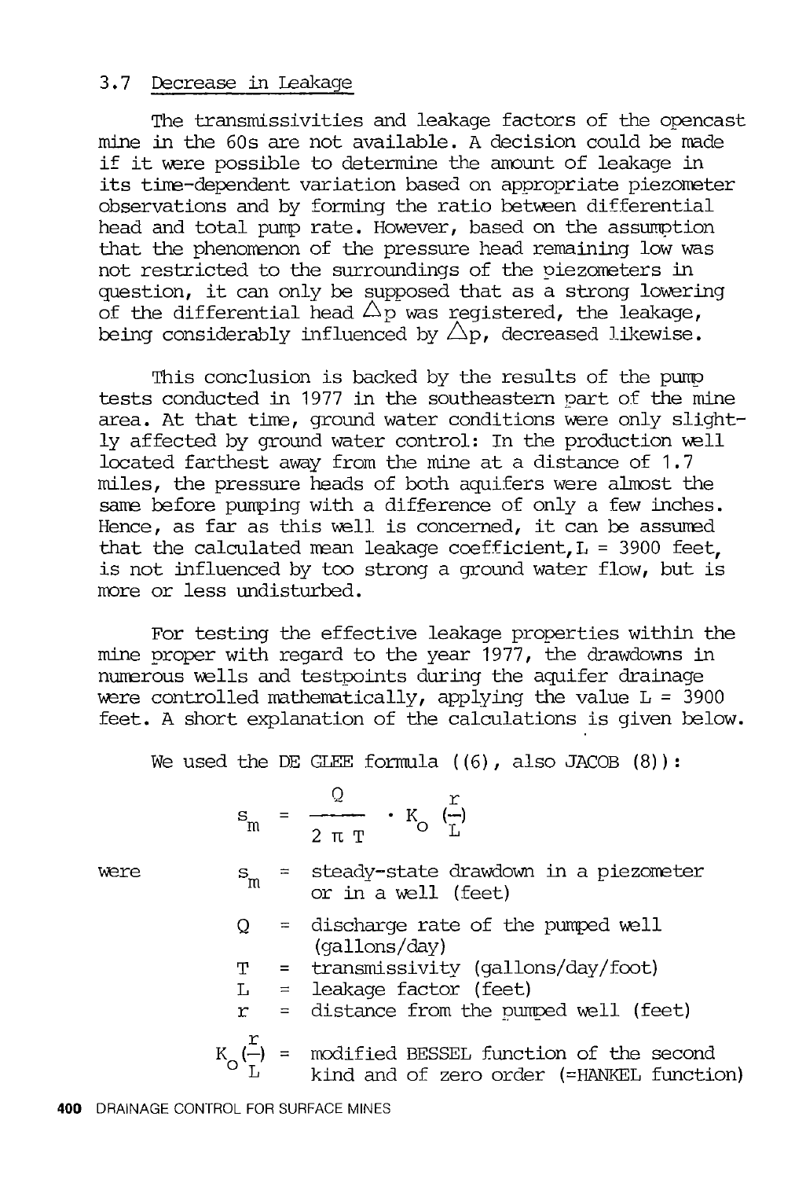### 3.7 Decrease in Leakage

The transmissivities and leakage factors of the opencast mine in the 60s are not available. A decision could be made if it were possible to determine the amount of leakage in its time-dependent variation based on appropriate piezometer observations and by forming the ratio between differential head and total pump rate. However, based on the assumption that the phenomenon of the pressure head remaining low was not restricted to the surroundings of the piezometers in question, it can only be supposed that as a strong lowering of the differential head $\triangle p$ was registered, the leakage, being considerably influenced by $\triangle p$, decreased likewise.

This conclusion is backed by the results of the pump tests conducted in 1977 in the southeastern part of the mine area. At that time, ground water conditions were only slightly affected by ground water control: In the production well located farthest away from the mine at a distance of 1.7 miles, the pressure heads of both aquifers were almost the same before pumping with a difference of only a few inches. Hence, as far as this well is concerned, it can be assumed that the calculated mean leakage coefficient, L = 3900 feet, is not influenced by too strong a ground water flow, but is more or less undisturbed.

For testing the effective leakage properties within the mine proper with regard to the year 1977, the drawdowns in numerous wells and testpoints during the aquifer drainage were controlled mathematically, applying the value L = 3900 feet. A short explanation of the calculations is given below.

We used the DE GLEE formula ((6), also JACOB (8)):

$$s_m = \frac{Q}{2\pi T} \cdot K_o \left(\frac{r}{L}\right)$$

were

$s_m$ = steady-state drawdown in a piezometer or in a well (feet)

$Q$ = discharge rate of the pumped well (gallons/day)

$T$ = transmissivity (gallons/day/foot)

$L$ = leakage factor (feet)

$r$ = distance from the pumped well (feet)

$K_o\left(\frac{r}{L}\right)$ = modified BESSEL function of the second kind and of zero order (=HANKEL function)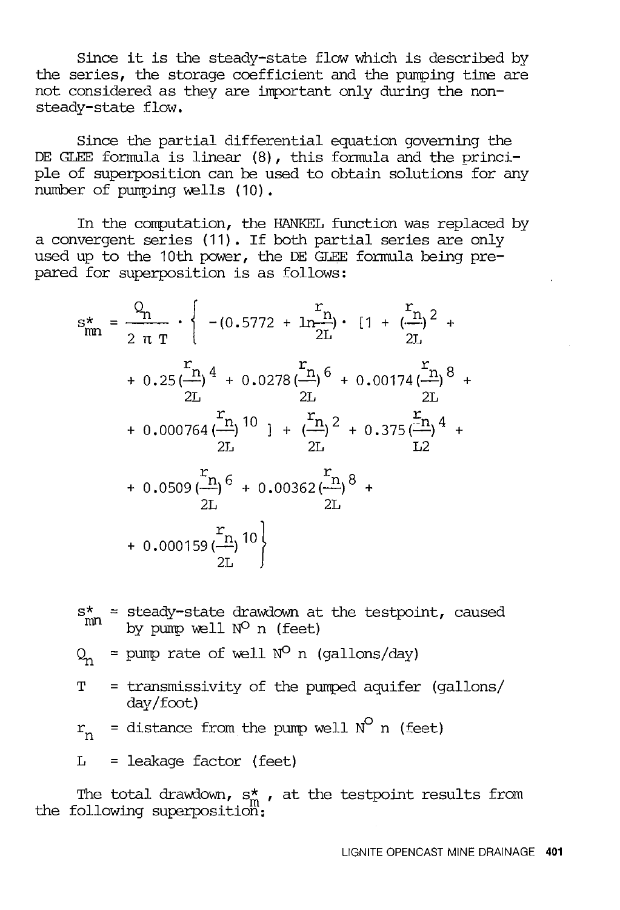Since it is the steady-state flow which is described by the series, the storage coefficient and the pumping time are not considered as they are important only during the non-steady-state flow.

Since the partial differential equation governing the DE GLEE formula is linear (8), this formula and the principle of superposition can be used to obtain solutions for any number of pumping wells (10).

In the computation, the HANKEL function was replaced by a convergent series (11). If both partial series are only used up to the 10th power, the DE GLEE formula being prepared for superposition is as follows:

$$s^*_{mn} = \frac{Q_n}{2\,\pi\,T} \cdot \left\{ -(0.5772 + \ln\frac{r_n}{2L}) \cdot \left[1 + (\frac{r_n}{2L})^2 + 0.25(\frac{r_n}{2L})^4 + 0.0278(\frac{r_n}{2L})^6 + 0.00174(\frac{r_n}{2L})^8 + 0.000764(\frac{r_n}{2L})^{10}\right] + (\frac{r_n}{2L})^2 + 0.375(\frac{r_n}{L2})^4 + 0.0509(\frac{r_n}{2L})^6 + 0.00362(\frac{r_n}{2L})^8 + 0.000159(\frac{r_n}{2L})^{10} \right\}$$

$s^*_{mn}$ = steady-state drawdown at the testpoint, caused by pump well N° n (feet)

$Q_n$ = pump rate of well N° n (gallons/day)

T = transmissivity of the pumped aquifer (gallons/day/foot)

$r_n$ = distance from the pump well N° n (feet)

L = leakage factor (feet)

The total drawdown, $s^*_m$, at the testpoint results from the following superposition: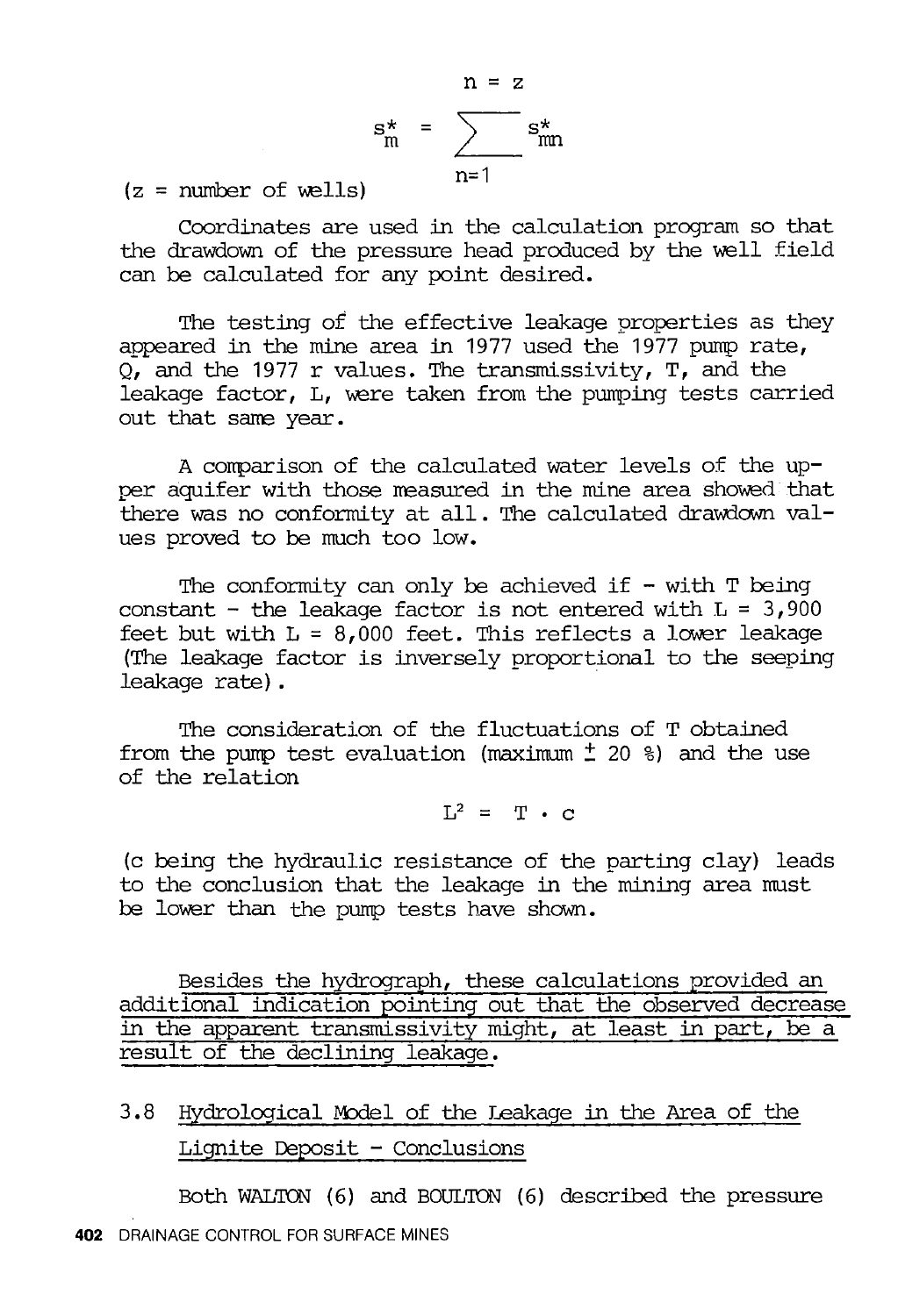$$s^*_m = \sum_{n=1}^{n=z} s^*_{mn}$$

(z = number of wells)

Coordinates are used in the calculation program so that the drawdown of the pressure head produced by the well field can be calculated for any point desired.

The testing of the effective leakage properties as they appeared in the mine area in 1977 used the 1977 pump rate, Q, and the 1977 r values. The transmissivity, T, and the leakage factor, L, were taken from the pumping tests carried out that same year.

A comparison of the calculated water levels of the upper aquifer with those measured in the mine area showed that there was no conformity at all. The calculated drawdown values proved to be much too low.

The conformity can only be achieved if - with T being constant - the leakage factor is not entered with L = 3,900 feet but with L = 8,000 feet. This reflects a lower leakage (The leakage factor is inversely proportional to the seeping leakage rate).

The consideration of the fluctuations of T obtained from the pump test evaluation (maximum ± 20 %) and the use of the relation

$$L^2 = T \cdot c$$

(c being the hydraulic resistance of the parting clay) leads to the conclusion that the leakage in the mining area must be lower than the pump tests have shown.

<u>Besides the hydrograph, these calculations provided an additional indication pointing out that the observed decrease in the apparent transmissivity might, at least in part, be a result of the declining leakage.</u>

## 3.8 Hydrological Model of the Leakage in the Area of the Lignite Deposit - Conclusions

Both WALTON (6) and BOULTON (6) described the pressure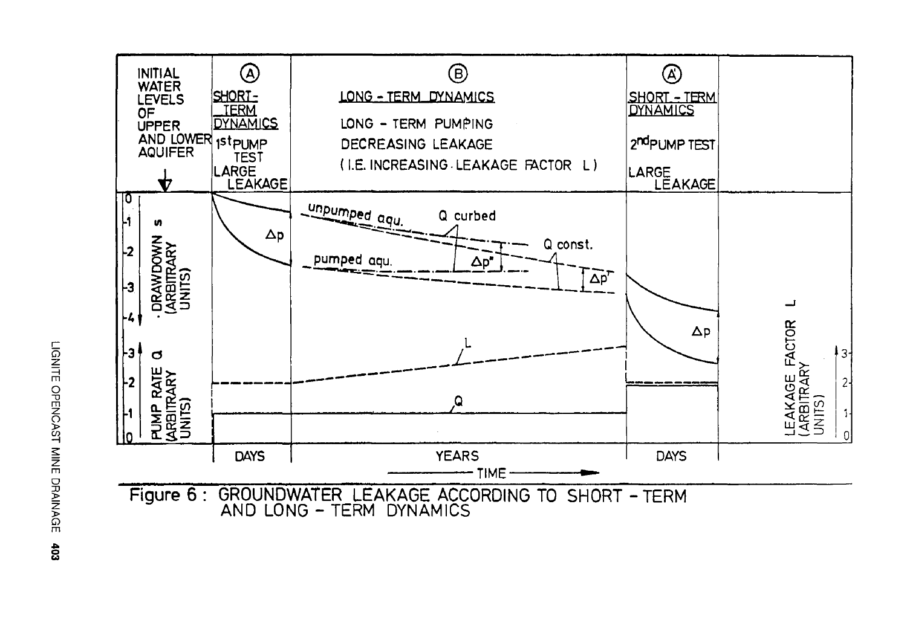Figure 6 : GROUNDWATER LEAKAGE ACCORDING TO SHORT - TERM AND LONG - TERM DYNAMICS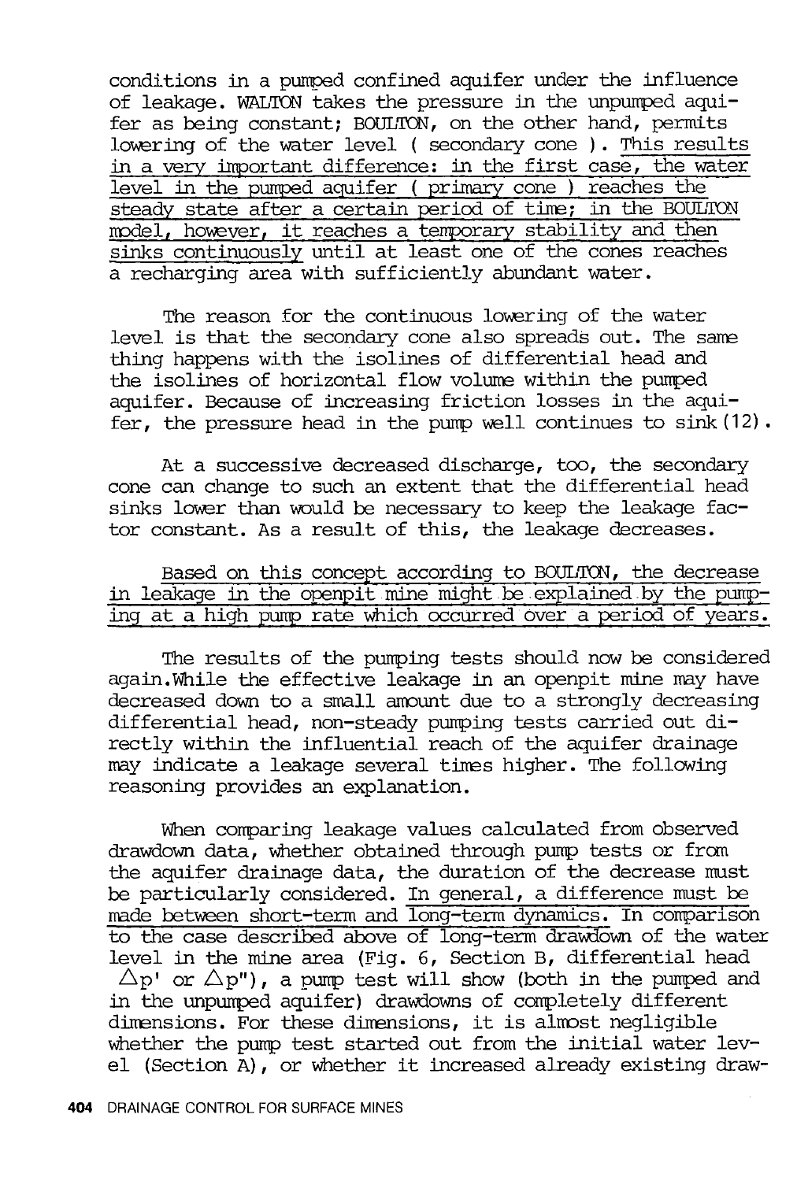conditions in a pumped confined aquifer under the influence of leakage. WALTON takes the pressure in the unpumped aquifer as being constant; BOULTON, on the other hand, permits lowering of the water level ( secondary cone ). This results in a very important difference: in the first case, the water level in the pumped aquifer ( primary cone ) reaches the steady state after a certain period of time; in the BOULTON model, however, it reaches a temporary stability and then sinks continuously until at least one of the cones reaches a recharging area with sufficiently abundant water.

The reason for the continuous lowering of the water level is that the secondary cone also spreads out. The same thing happens with the isolines of differential head and the isolines of horizontal flow volume within the pumped aquifer. Because of increasing friction losses in the aquifer, the pressure head in the pump well continues to sink (12).

At a successive decreased discharge, too, the secondary cone can change to such an extent that the differential head sinks lower than would be necessary to keep the leakage factor constant. As a result of this, the leakage decreases.

Based on this concept according to BOULTON, the decrease in leakage in the openpit mine might be explained by the pumping at a high pump rate which occurred over a period of years.

The results of the pumping tests should now be considered again. While the effective leakage in an openpit mine may have decreased down to a small amount due to a strongly decreasing differential head, non-steady pumping tests carried out directly within the influential reach of the aquifer drainage may indicate a leakage several times higher. The following reasoning provides an explanation.

When comparing leakage values calculated from observed drawdown data, whether obtained through pump tests or from the aquifer drainage data, the duration of the decrease must be particularly considered. In general, a difference must be made between short-term and long-term dynamics. In comparison to the case described above of long-term drawdown of the water level in the mine area (Fig. 6, Section B, differential head $\Delta p'$ or $\Delta p''$), a pump test will show (both in the pumped and in the unpumped aquifer) drawdowns of completely different dimensions. For these dimensions, it is almost negligible whether the pump test started out from the initial water level (Section A), or whether it increased already existing draw-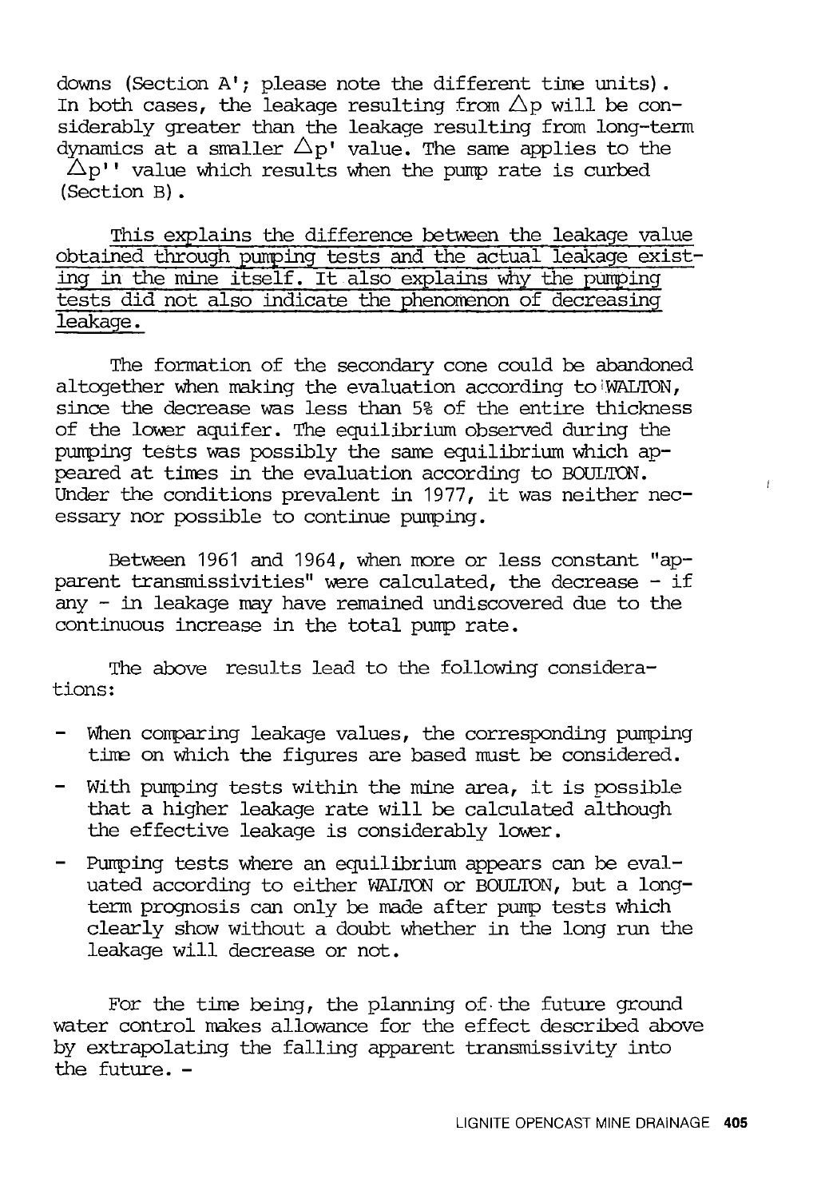downs (Section A'; please note the different time units). In both cases, the leakage resulting from $\Delta p$ will be considerably greater than the leakage resulting from long-term dynamics at a smaller $\Delta p'$ value. The same applies to the $\Delta p''$ value which results when the pump rate is curbed (Section B).

<u>This explains the difference between the leakage value obtained through pumping tests and the actual leakage existing in the mine itself. It also explains why the pumping tests did not also indicate the phenomenon of decreasing leakage.</u>

The formation of the secondary cone could be abandoned altogether when making the evaluation according to WALTON, since the decrease was less than 5% of the entire thickness of the lower aquifer. The equilibrium observed during the pumping tests was possibly the same equilibrium which appeared at times in the evaluation according to BOULTON. Under the conditions prevalent in 1977, it was neither necessary nor possible to continue pumping.

Between 1961 and 1964, when more or less constant "apparent transmissivities" were calculated, the decrease - if any - in leakage may have remained undiscovered due to the continuous increase in the total pump rate.

The above results lead to the following considerations:

- When comparing leakage values, the corresponding pumping time on which the figures are based must be considered.
- With pumping tests within the mine area, it is possible that a higher leakage rate will be calculated although the effective leakage is considerably lower.
- Pumping tests where an equilibrium appears can be evaluated according to either WALTON or BOULTON, but a long-term prognosis can only be made after pump tests which clearly show without a doubt whether in the long run the leakage will decrease or not.

For the time being, the planning of the future ground water control makes allowance for the effect described above by extrapolating the falling apparent transmissivity into the future. -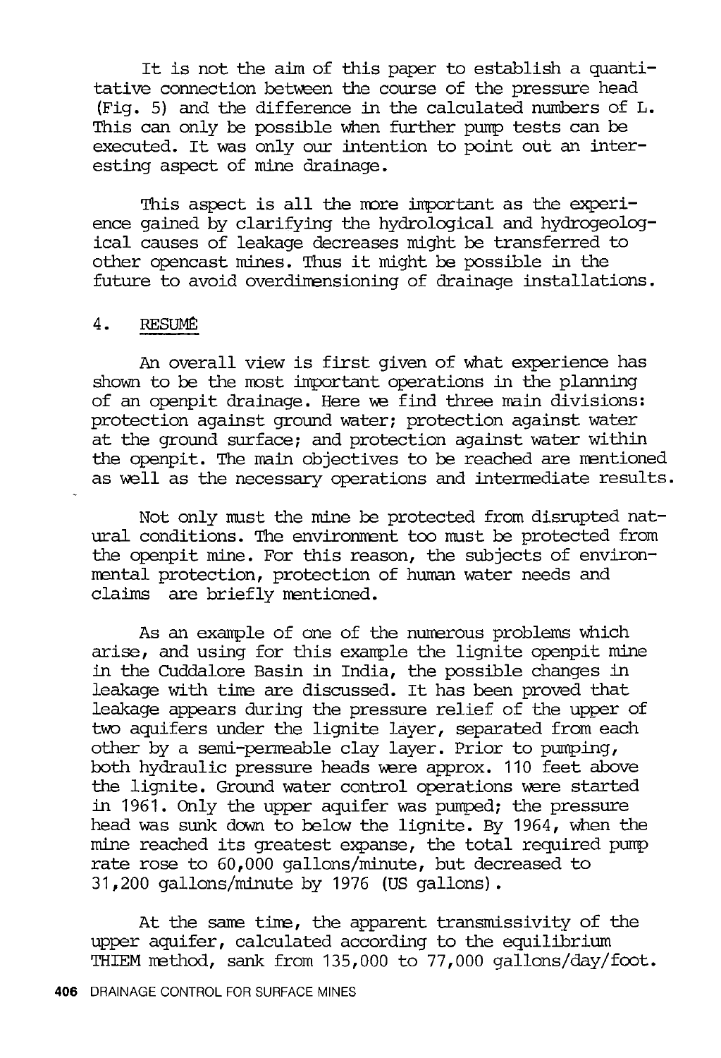It is not the aim of this paper to establish a quantitative connection between the course of the pressure head (Fig. 5) and the difference in the calculated numbers of L. This can only be possible when further pump tests can be executed. It was only our intention to point out an interesting aspect of mine drainage.

This aspect is all the more important as the experience gained by clarifying the hydrological and hydrogeological causes of leakage decreases might be transferred to other opencast mines. Thus it might be possible in the future to avoid overdimensioning of drainage installations.

## 4. RESUMÉ

An overall view is first given of what experience has shown to be the most important operations in the planning of an openpit drainage. Here we find three main divisions: protection against ground water; protection against water at the ground surface; and protection against water within the openpit. The main objectives to be reached are mentioned as well as the necessary operations and intermediate results.

Not only must the mine be protected from disrupted natural conditions. The environment too must be protected from the openpit mine. For this reason, the subjects of environmental protection, protection of human water needs and claims are briefly mentioned.

As an example of one of the numerous problems which arise, and using for this example the lignite openpit mine in the Cuddalore Basin in India, the possible changes in leakage with time are discussed. It has been proved that leakage appears during the pressure relief of the upper of two aquifers under the lignite layer, separated from each other by a semi-permeable clay layer. Prior to pumping, both hydraulic pressure heads were approx. 110 feet above the lignite. Ground water control operations were started in 1961. Only the upper aquifer was pumped; the pressure head was sunk down to below the lignite. By 1964, when the mine reached its greatest expanse, the total required pump rate rose to 60,000 gallons/minute, but decreased to 31,200 gallons/minute by 1976 (US gallons).

At the same time, the apparent transmissivity of the upper aquifer, calculated according to the equilibrium THIEM method, sank from 135,000 to 77,000 gallons/day/foot.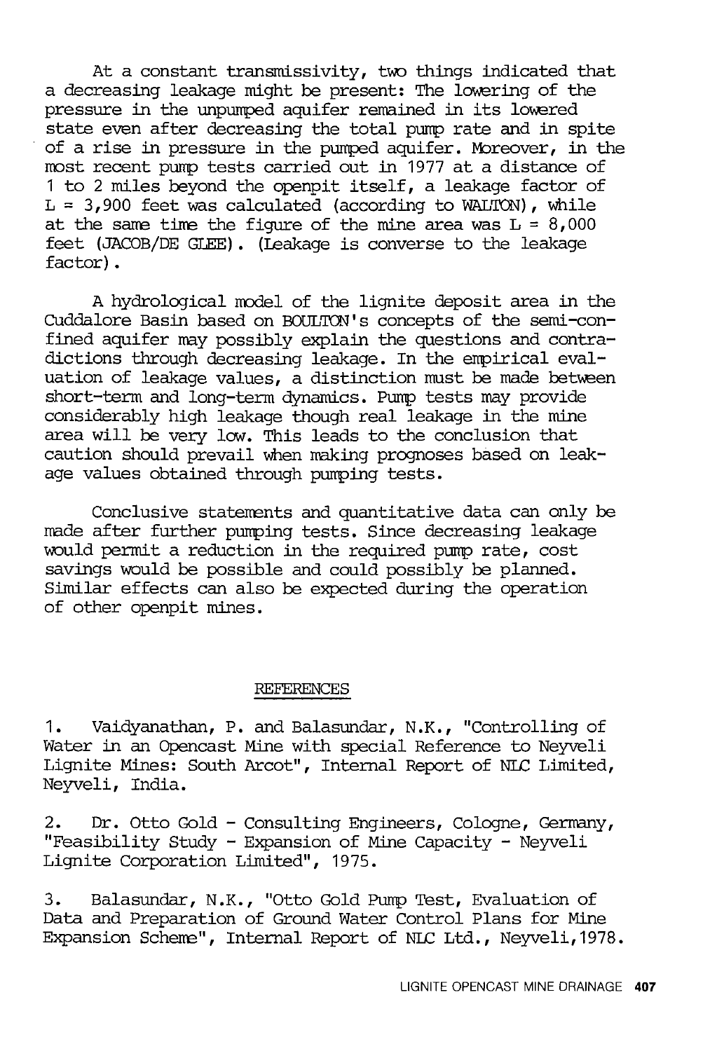At a constant transmissivity, two things indicated that a decreasing leakage might be present: The lowering of the pressure in the unpumped aquifer remained in its lowered state even after decreasing the total pump rate and in spite of a rise in pressure in the pumped aquifer. Moreover, in the most recent pump tests carried out in 1977 at a distance of 1 to 2 miles beyond the openpit itself, a leakage factor of L = 3,900 feet was calculated (according to WALTON), while at the same time the figure of the mine area was L = 8,000 feet (JACOB/DE GLEE). (Leakage is converse to the leakage factor).

A hydrological model of the lignite deposit area in the Cuddalore Basin based on BOULTON's concepts of the semi-confined aquifer may possibly explain the questions and contradictions through decreasing leakage. In the empirical evaluation of leakage values, a distinction must be made between short-term and long-term dynamics. Pump tests may provide considerably high leakage though real leakage in the mine area will be very low. This leads to the conclusion that caution should prevail when making prognoses based on leakage values obtained through pumping tests.

Conclusive statements and quantitative data can only be made after further pumping tests. Since decreasing leakage would permit a reduction in the required pump rate, cost savings would be possible and could possibly be planned. Similar effects can also be expected during the operation of other openpit mines.

## REFERENCES

1. Vaidyanathan, P. and Balasundar, N.K., "Controlling of Water in an Opencast Mine with special Reference to Neyveli Lignite Mines: South Arcot", Internal Report of NLC Limited, Neyveli, India.

2. Dr. Otto Gold - Consulting Engineers, Cologne, Germany, "Feasibility Study - Expansion of Mine Capacity - Neyveli Lignite Corporation Limited", 1975.

3. Balasundar, N.K., "Otto Gold Pump Test, Evaluation of Data and Preparation of Ground Water Control Plans for Mine Expansion Scheme", Internal Report of NLC Ltd., Neyveli, 1978.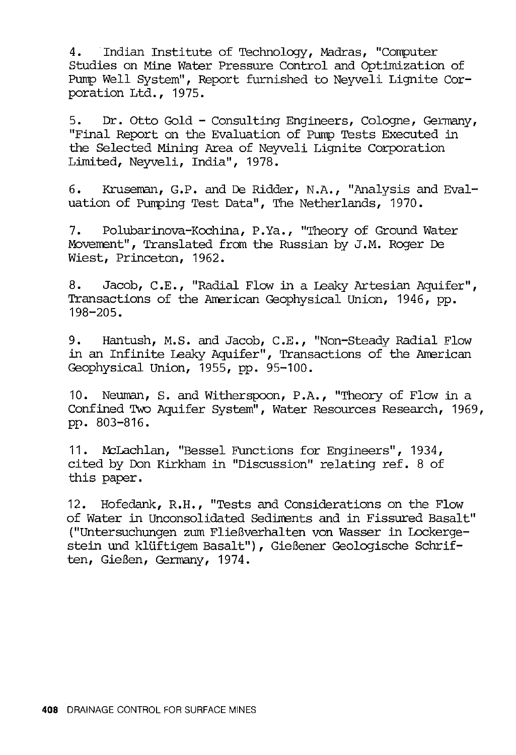4. Indian Institute of Technology, Madras, "Computer Studies on Mine Water Pressure Control and Optimization of Pump Well System", Report furnished to Neyveli Lignite Corporation Ltd., 1975.

5. Dr. Otto Gold - Consulting Engineers, Cologne, Germany, "Final Report on the Evaluation of Pump Tests Executed in the Selected Mining Area of Neyveli Lignite Corporation Limited, Neyveli, India", 1978.

6. Kruseman, G.P. and De Ridder, N.A., "Analysis and Evaluation of Pumping Test Data", The Netherlands, 1970.

7. Polubarinova-Kochina, P.Ya., "Theory of Ground Water Movement", Translated from the Russian by J.M. Roger De Wiest, Princeton, 1962.

8. Jacob, C.E., "Radial Flow in a Leaky Artesian Aquifer", Transactions of the American Geophysical Union, 1946, pp. 198-205.

9. Hantush, M.S. and Jacob, C.E., "Non-Steady Radial Flow in an Infinite Leaky Aquifer", Transactions of the American Geophysical Union, 1955, pp. 95-100.

10. Neuman, S. and Witherspoon, P.A., "Theory of Flow in a Confined Two Aquifer System", Water Resources Research, 1969, pp. 803-816.

11. McLachlan, "Bessel Functions for Engineers", 1934, cited by Don Kirkham in "Discussion" relating ref. 8 of this paper.

12. Hofedank, R.H., "Tests and Considerations on the Flow of Water in Unconsolidated Sediments and in Fissured Basalt" ("Untersuchungen zum Fließverhalten von Wasser in Lockergestein und klüftigem Basalt"), Gießener Geologische Schriften, Gießen, Germany, 1974.